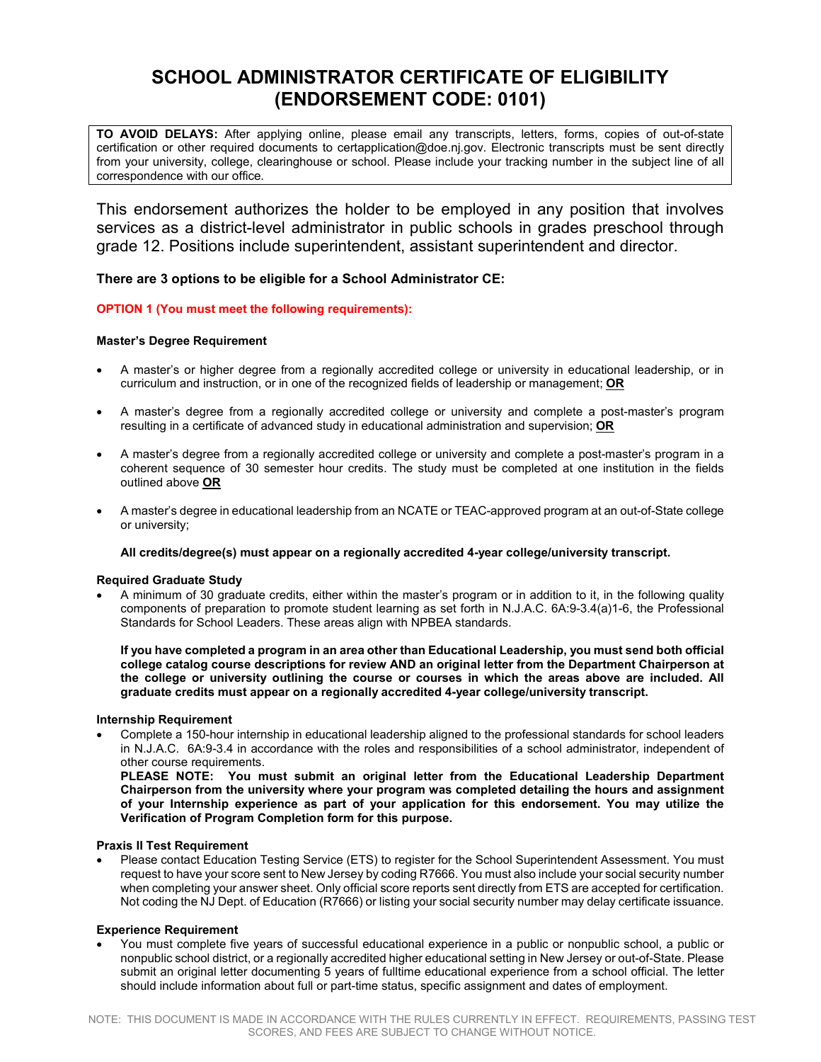# SCHOOL ADMINISTRATOR CERTIFICATE OF ELIGIBILITY (ENDORSEMENT CODE: 0101)

**TO AVOID DELAYS:** After applying online, please email any transcripts, letters, forms, copies of out-of-state certification or other required documents to certapplication@doe.nj.gov. Electronic transcripts must be sent directly from your university, college, clearinghouse or school. Please include your tracking number in the subject line of all correspondence with our office.

This endorsement authorizes the holder to be employed in any position that involves services as a district-level administrator in public schools in grades preschool through grade 12. Positions include superintendent, assistant superintendent and director.

**There are 3 options to be eligible for a School Administrator CE:**

**OPTION 1 (You must meet the following requirements):**

**Master's Degree Requirement**

- A master's or higher degree from a regionally accredited college or university in educational leadership, or in curriculum and instruction, or in one of the recognized fields of leadership or management; **OR**
- A master's degree from a regionally accredited college or university and complete a post-master's program resulting in a certificate of advanced study in educational administration and supervision; **OR**
- A master's degree from a regionally accredited college or university and complete a post-master's program in a coherent sequence of 30 semester hour credits. The study must be completed at one institution in the fields outlined above **OR**
- A master's degree in educational leadership from an NCATE or TEAC-approved program at an out-of-State college or university;

  **All credits/degree(s) must appear on a regionally accredited 4-year college/university transcript.**

**Required Graduate Study**

- A minimum of 30 graduate credits, either within the master's program or in addition to it, in the following quality components of preparation to promote student learning as set forth in N.J.A.C. 6A:9-3.4(a)1-6, the Professional Standards for School Leaders. These areas align with NPBEA standards.

  **If you have completed a program in an area other than Educational Leadership, you must send both official college catalog course descriptions for review AND an original letter from the Department Chairperson at the college or university outlining the course or courses in which the areas above are included. All graduate credits must appear on a regionally accredited 4-year college/university transcript.**

**Internship Requirement**

- Complete a 150-hour internship in educational leadership aligned to the professional standards for school leaders in N.J.A.C. 6A:9-3.4 in accordance with the roles and responsibilities of a school administrator, independent of other course requirements.
  **PLEASE NOTE: You must submit an original letter from the Educational Leadership Department Chairperson from the university where your program was completed detailing the hours and assignment of your Internship experience as part of your application for this endorsement. You may utilize the Verification of Program Completion form for this purpose.**

**Praxis II Test Requirement**

- Please contact Education Testing Service (ETS) to register for the School Superintendent Assessment. You must request to have your score sent to New Jersey by coding R7666. You must also include your social security number when completing your answer sheet. Only official score reports sent directly from ETS are accepted for certification. Not coding the NJ Dept. of Education (R7666) or listing your social security number may delay certificate issuance.

**Experience Requirement**

- You must complete five years of successful educational experience in a public or nonpublic school, a public or nonpublic school district, or a regionally accredited higher educational setting in New Jersey or out-of-State. Please submit an original letter documenting 5 years of fulltime educational experience from a school official. The letter should include information about full or part-time status, specific assignment and dates of employment.

NOTE: THIS DOCUMENT IS MADE IN ACCORDANCE WITH THE RULES CURRENTLY IN EFFECT. REQUIREMENTS, PASSING TEST SCORES, AND FEES ARE SUBJECT TO CHANGE WITHOUT NOTICE.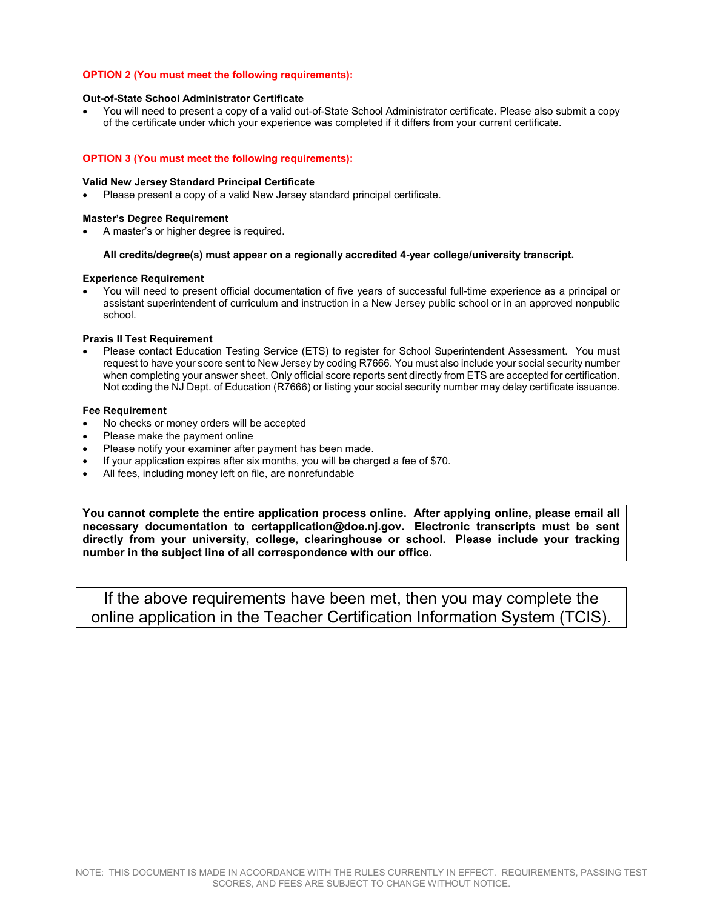**OPTION 2 (You must meet the following requirements):**

**Out-of-State School Administrator Certificate**

- You will need to present a copy of a valid out-of-State School Administrator certificate. Please also submit a copy of the certificate under which your experience was completed if it differs from your current certificate.

**OPTION 3 (You must meet the following requirements):**

**Valid New Jersey Standard Principal Certificate**

- Please present a copy of a valid New Jersey standard principal certificate.

**Master's Degree Requirement**

- A master's or higher degree is required.

**All credits/degree(s) must appear on a regionally accredited 4-year college/university transcript.**

**Experience Requirement**

- You will need to present official documentation of five years of successful full-time experience as a principal or assistant superintendent of curriculum and instruction in a New Jersey public school or in an approved nonpublic school.

**Praxis II Test Requirement**

- Please contact Education Testing Service (ETS) to register for School Superintendent Assessment. You must request to have your score sent to New Jersey by coding R7666. You must also include your social security number when completing your answer sheet. Only official score reports sent directly from ETS are accepted for certification. Not coding the NJ Dept. of Education (R7666) or listing your social security number may delay certificate issuance.

**Fee Requirement**

- No checks or money orders will be accepted
- Please make the payment online
- Please notify your examiner after payment has been made.
- If your application expires after six months, you will be charged a fee of $70.
- All fees, including money left on file, are nonrefundable

**You cannot complete the entire application process online. After applying online, please email all necessary documentation to certapplication@doe.nj.gov. Electronic transcripts must be sent directly from your university, college, clearinghouse or school. Please include your tracking number in the subject line of all correspondence with our office.**

If the above requirements have been met, then you may complete the online application in the Teacher Certification Information System (TCIS).

NOTE: THIS DOCUMENT IS MADE IN ACCORDANCE WITH THE RULES CURRENTLY IN EFFECT. REQUIREMENTS, PASSING TEST SCORES, AND FEES ARE SUBJECT TO CHANGE WITHOUT NOTICE.